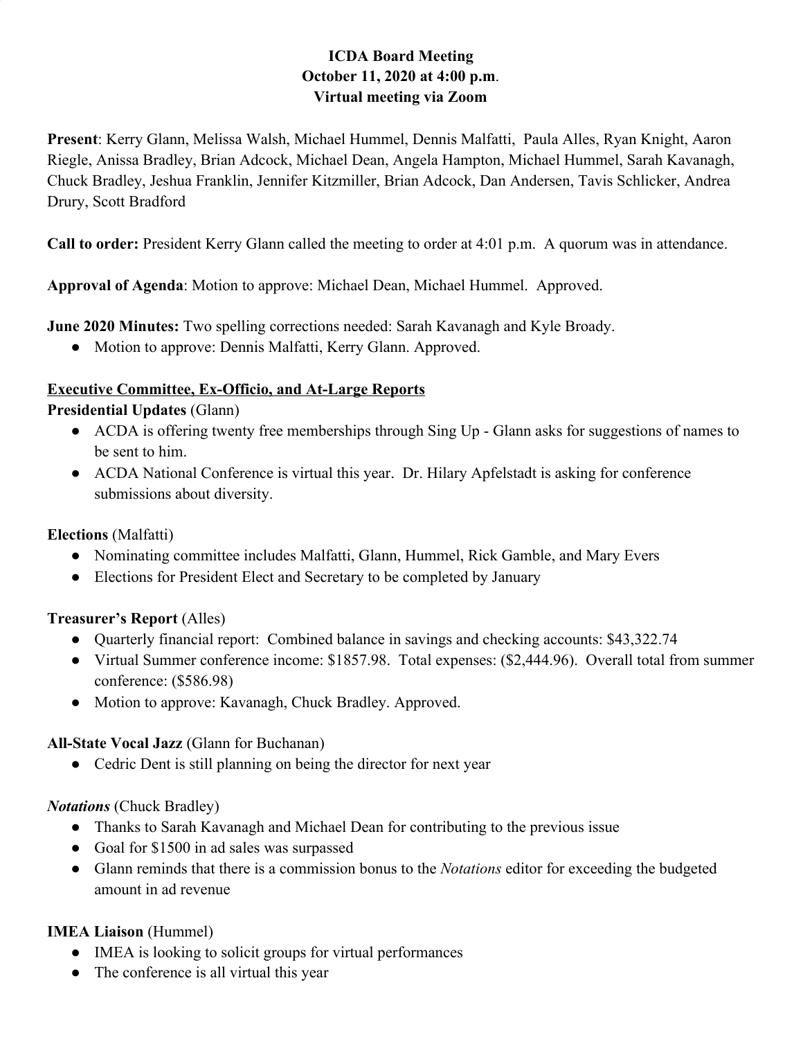**ICDA Board Meeting**
**October 11, 2020 at 4:00 p.m.**
**Virtual meeting via Zoom**

**Present**: Kerry Glann, Melissa Walsh, Michael Hummel, Dennis Malfatti, Paula Alles, Ryan Knight, Aaron Riegle, Anissa Bradley, Brian Adcock, Michael Dean, Angela Hampton, Michael Hummel, Sarah Kavanagh, Chuck Bradley, Jeshua Franklin, Jennifer Kitzmiller, Brian Adcock, Dan Andersen, Tavis Schlicker, Andrea Drury, Scott Bradford

**Call to order:** President Kerry Glann called the meeting to order at 4:01 p.m. A quorum was in attendance.

**Approval of Agenda**: Motion to approve: Michael Dean, Michael Hummel. Approved.

**June 2020 Minutes:** Two spelling corrections needed: Sarah Kavanagh and Kyle Broady.

- Motion to approve: Dennis Malfatti, Kerry Glann. Approved.

**Executive Committee, Ex-Officio, and At-Large Reports**

**Presidential Updates** (Glann)

- ACDA is offering twenty free memberships through Sing Up - Glann asks for suggestions of names to be sent to him.
- ACDA National Conference is virtual this year. Dr. Hilary Apfelstadt is asking for conference submissions about diversity.

**Elections** (Malfatti)

- Nominating committee includes Malfatti, Glann, Hummel, Rick Gamble, and Mary Evers
- Elections for President Elect and Secretary to be completed by January

**Treasurer's Report** (Alles)

- Quarterly financial report: Combined balance in savings and checking accounts: $43,322.74
- Virtual Summer conference income: $1857.98. Total expenses: ($2,444.96). Overall total from summer conference: ($586.98)
- Motion to approve: Kavanagh, Chuck Bradley. Approved.

**All-State Vocal Jazz** (Glann for Buchanan)

- Cedric Dent is still planning on being the director for next year

***Notations*** (Chuck Bradley)

- Thanks to Sarah Kavanagh and Michael Dean for contributing to the previous issue
- Goal for $1500 in ad sales was surpassed
- Glann reminds that there is a commission bonus to the *Notations* editor for exceeding the budgeted amount in ad revenue

**IMEA Liaison** (Hummel)

- IMEA is looking to solicit groups for virtual performances
- The conference is all virtual this year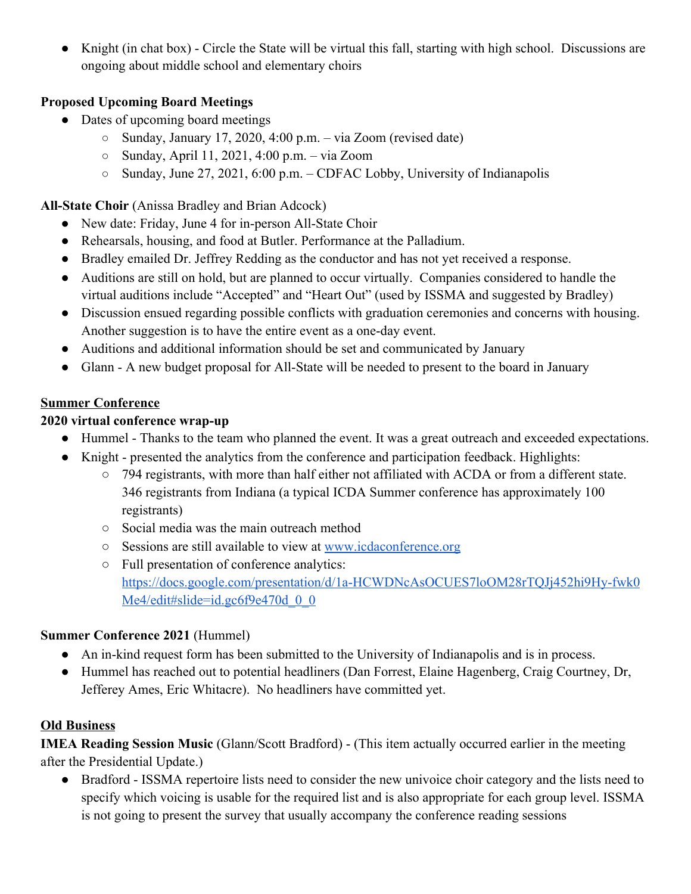- Knight (in chat box) - Circle the State will be virtual this fall, starting with high school. Discussions are ongoing about middle school and elementary choirs

**Proposed Upcoming Board Meetings**

- Dates of upcoming board meetings
  - Sunday, January 17, 2020, 4:00 p.m. – via Zoom (revised date)
  - Sunday, April 11, 2021, 4:00 p.m. – via Zoom
  - Sunday, June 27, 2021, 6:00 p.m. – CDFAC Lobby, University of Indianapolis

**All-State Choir** (Anissa Bradley and Brian Adcock)

- New date: Friday, June 4 for in-person All-State Choir
- Rehearsals, housing, and food at Butler. Performance at the Palladium.
- Bradley emailed Dr. Jeffrey Redding as the conductor and has not yet received a response.
- Auditions are still on hold, but are planned to occur virtually. Companies considered to handle the virtual auditions include "Accepted" and "Heart Out" (used by ISSMA and suggested by Bradley)
- Discussion ensued regarding possible conflicts with graduation ceremonies and concerns with housing. Another suggestion is to have the entire event as a one-day event.
- Auditions and additional information should be set and communicated by January
- Glann - A new budget proposal for All-State will be needed to present to the board in January

## Summer Conference

**2020 virtual conference wrap-up**

- Hummel - Thanks to the team who planned the event. It was a great outreach and exceeded expectations.
- Knight - presented the analytics from the conference and participation feedback. Highlights:
  - 794 registrants, with more than half either not affiliated with ACDA or from a different state. 346 registrants from Indiana (a typical ICDA Summer conference has approximately 100 registrants)
  - Social media was the main outreach method
  - Sessions are still available to view at [www.icdaconference.org](www.icdaconference.org)
  - Full presentation of conference analytics: [https://docs.google.com/presentation/d/1a-HCWDNcAsOCUES7loOM28rTQJj452hi9Hy-fwk0Me4/edit#slide=id.gc6f9e470d_0_0](https://docs.google.com/presentation/d/1a-HCWDNcAsOCUES7loOM28rTQJj452hi9Hy-fwk0Me4/edit#slide=id.gc6f9e470d_0_0)

**Summer Conference 2021** (Hummel)

- An in-kind request form has been submitted to the University of Indianapolis and is in process.
- Hummel has reached out to potential headliners (Dan Forrest, Elaine Hagenberg, Craig Courtney, Dr, Jefferey Ames, Eric Whitacre). No headliners have committed yet.

## Old Business

**IMEA Reading Session Music** (Glann/Scott Bradford) - (This item actually occurred earlier in the meeting after the Presidential Update.)

- Bradford - ISSMA repertoire lists need to consider the new univoice choir category and the lists need to specify which voicing is usable for the required list and is also appropriate for each group level. ISSMA is not going to present the survey that usually accompany the conference reading sessions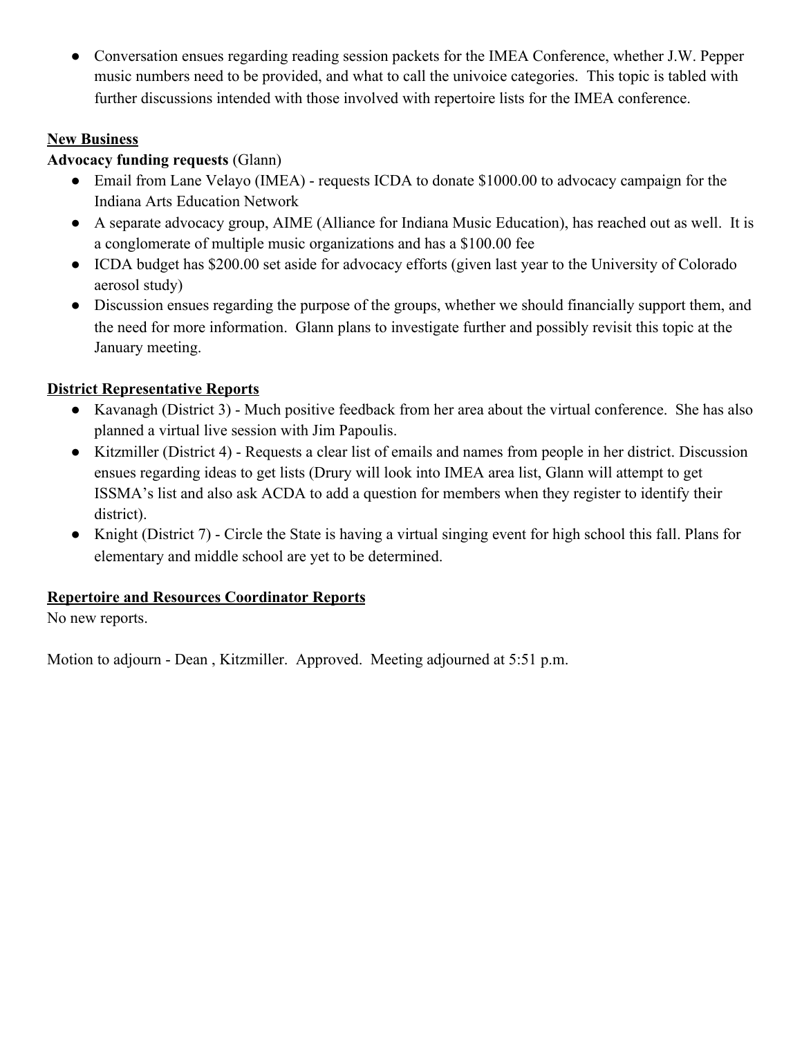- Conversation ensues regarding reading session packets for the IMEA Conference, whether J.W. Pepper music numbers need to be provided, and what to call the univoice categories. This topic is tabled with further discussions intended with those involved with repertoire lists for the IMEA conference.

**New Business**

**Advocacy funding requests** (Glann)

- Email from Lane Velayo (IMEA) - requests ICDA to donate $1000.00 to advocacy campaign for the Indiana Arts Education Network
- A separate advocacy group, AIME (Alliance for Indiana Music Education), has reached out as well. It is a conglomerate of multiple music organizations and has a $100.00 fee
- ICDA budget has $200.00 set aside for advocacy efforts (given last year to the University of Colorado aerosol study)
- Discussion ensues regarding the purpose of the groups, whether we should financially support them, and the need for more information. Glann plans to investigate further and possibly revisit this topic at the January meeting.

**District Representative Reports**

- Kavanagh (District 3) - Much positive feedback from her area about the virtual conference. She has also planned a virtual live session with Jim Papoulis.
- Kitzmiller (District 4) - Requests a clear list of emails and names from people in her district. Discussion ensues regarding ideas to get lists (Drury will look into IMEA area list, Glann will attempt to get ISSMA's list and also ask ACDA to add a question for members when they register to identify their district).
- Knight (District 7) - Circle the State is having a virtual singing event for high school this fall. Plans for elementary and middle school are yet to be determined.

**Repertoire and Resources Coordinator Reports**

No new reports.

Motion to adjourn - Dean , Kitzmiller. Approved. Meeting adjourned at 5:51 p.m.